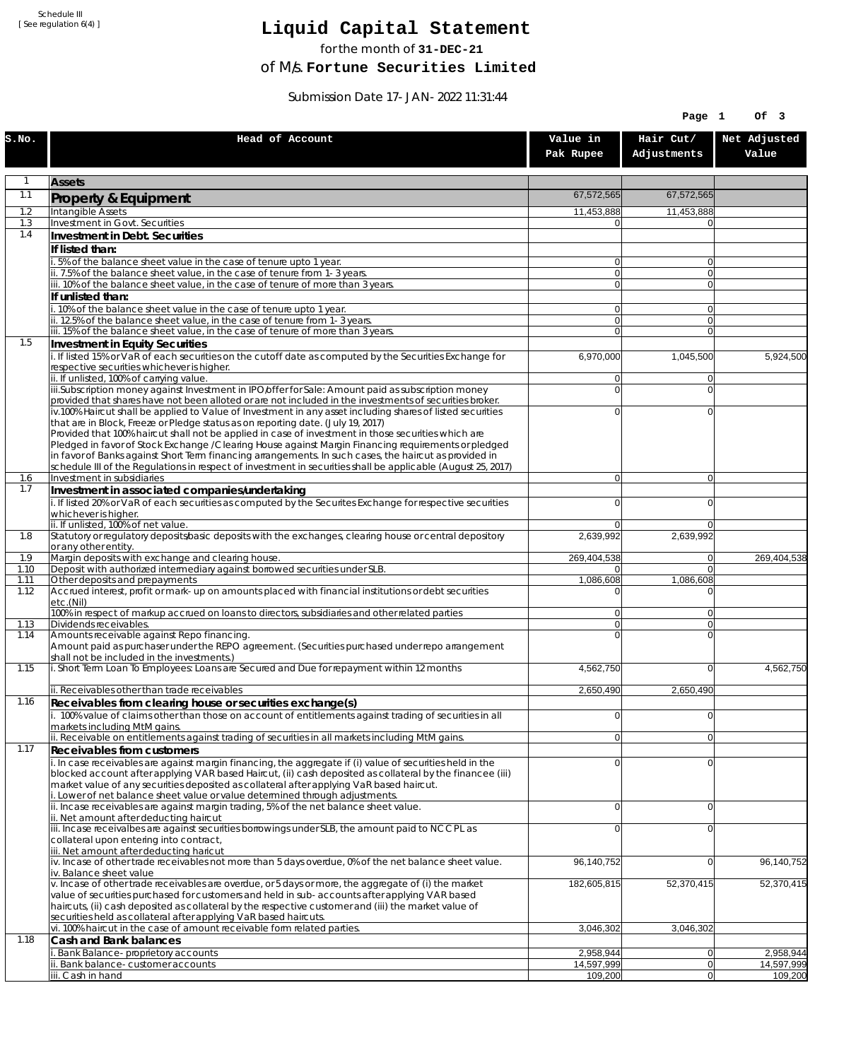Schedule III
[ See regulation 6(4) ]

# Liquid Capital Statement

for the month of **31-DEC-21**

of M/s. **Fortune Securities Limited**

Submission Date 17-JAN-2022 11:31:44

| S.No. | Head of Account | Value in Pak Rupee | Hair Cut/ Adjustments | Net Adjusted Value |
|---|---|---|---|---|
| 1 | **Assets** | | | |
| 1.1 | **Property & Equipment** | 67,572,565 | 67,572,565 | |
| 1.2 | Intangible Assets | 11,453,888 | 11,453,888 | |
| 1.3 | Investment in Govt. Securities | 0 | 0 | |
| 1.4 | **Investment in Debt. Securities** | | | |
| | **If listed than:** | | | |
| | i. 5% of the balance sheet value in the case of tenure upto 1 year. | 0 | 0 | |
| | ii. 7.5% of the balance sheet value, in the case of tenure from 1-3 years. | 0 | 0 | |
| | iii. 10% of the balance sheet value, in the case of tenure of more than 3 years. | 0 | 0 | |
| | **If unlisted than:** | | | |
| | i. 10% of the balance sheet value in the case of tenure upto 1 year. | 0 | 0 | |
| | ii. 12.5% of the balance sheet value, in the case of tenure from 1-3 years. | 0 | 0 | |
| | iii. 15% of the balance sheet value, in the case of tenure of more than 3 years. | 0 | 0 | |
| 1.5 | **Investment in Equity Securities** | | | |
| | i. If listed 15% or VaR of each securities on the cutoff date as computed by the Securities Exchange for respective securities whichever is higher. | 6,970,000 | 1,045,500 | 5,924,500 |
| | ii. If unlisted, 100% of carrying value. | 0 | 0 | |
| | iii.Subscription money against Investment in IPO/offer for Sale: Amount paid as subscription money provided that shares have not been alloted or are not included in the investments of securities broker. | 0 | 0 | |
| | iv.100% Haircut shall be applied to Value of Investment in any asset including shares of listed securities that are in Block, Freeze or Pledge status as on reporting date. (July 19, 2017) Provided that 100% haircut shall not be applied in case of investment in those securities which are Pledged in favor of Stock Exchange / Clearing House against Margin Financing requirements or pledged in favor of Banks against Short Term financing arrangements. In such cases, the haircut as provided in schedule III of the Regulations in respect of investment in securities shall be applicable (August 25, 2017) | 0 | 0 | |
| 1.6 | Investment in subsidiaries | 0 | 0 | |
| 1.7 | **Investment in associated companies/undertaking** | | | |
| | i. If listed 20% or VaR of each securities as computed by the Securites Exchange for respective securities whichever is higher. | 0 | 0 | |
| | ii. If unlisted, 100% of net value. | 0 | 0 | |
| 1.8 | Statutory or regulatory deposits/basic deposits with the exchanges, clearing house or central depository or any other entity. | 2,639,992 | 2,639,992 | |
| 1.9 | Margin deposits with exchange and clearing house. | 269,404,538 | 0 | 269,404,538 |
| 1.10 | Deposit with authorized intermediary against borrowed securities under SLB. | 0 | 0 | |
| 1.11 | Other deposits and prepayments | 1,086,608 | 1,086,608 | |
| 1.12 | Accrued interest, profit or mark-up on amounts placed with financial institutions or debt securities etc.(Nil) | 0 | 0 | |
| | 100% in respect of markup accrued on loans to directors, subsidiaries and other related parties | 0 | 0 | |
| 1.13 | Dividends receivables. | 0 | 0 | |
| 1.14 | Amounts receivable against Repo financing. Amount paid as purchaser under the REPO agreement. (Securities purchased under repo arrangement shall not be included in the investments.) | 0 | 0 | |
| 1.15 | i. Short Term Loan To Employees: Loans are Secured and Due for repayment within 12 months | 4,562,750 | 0 | 4,562,750 |
| | ii. Receivables other than trade receivables | 2,650,490 | 2,650,490 | |
| 1.16 | **Receivables from clearing house or securities exchange(s)** | | | |
| | i. 100% value of claims other than those on account of entitlements against trading of securities in all markets including MtM gains. | 0 | 0 | |
| | ii. Receivable on entitlements against trading of securities in all markets including MtM gains. | 0 | 0 | |
| 1.17 | **Receivables from customers** | | | |
| | i. In case receivables are against margin financing, the aggregate if (i) value of securities held in the blocked account after applying VAR based Haircut, (ii) cash deposited as collateral by the financee (iii) market value of any securities deposited as collateral after applying VaR based haircut. i. Lower of net balance sheet value or value determined through adjustments. | 0 | 0 | |
| | ii. Incase receivables are against margin trading, 5% of the net balance sheet value. ii. Net amount after deducting haircut | 0 | 0 | |
| | iii. Incase receivalbes are against securities borrowings under SLB, the amount paid to NCCPL as collateral upon entering into contract, iii. Net amount after deducting haricut | 0 | 0 | |
| | iv. Incase of other trade receivables not more than 5 days overdue, 0% of the net balance sheet value. iv. Balance sheet value | 96,140,752 | 0 | 96,140,752 |
| | v. Incase of other trade receivables are overdue, or 5 days or more, the aggregate of (i) the market value of securities purchased for customers and held in sub-accounts after applying VAR based haircuts, (ii) cash deposited as collateral by the respective customer and (iii) the market value of securities held as collateral after applying VaR based haircuts. | 182,605,815 | 52,370,415 | 52,370,415 |
| | vi. 100% haircut in the case of amount receivable form related parties. | 3,046,302 | 3,046,302 | |
| 1.18 | **Cash and Bank balances** | | | |
| | i. Bank Balance-proprietory accounts | 2,958,944 | 0 | 2,958,944 |
| | ii. Bank balance-customer accounts | 14,597,999 | 0 | 14,597,999 |
| | iii. Cash in hand | 109,200 | 0 | 109,200 |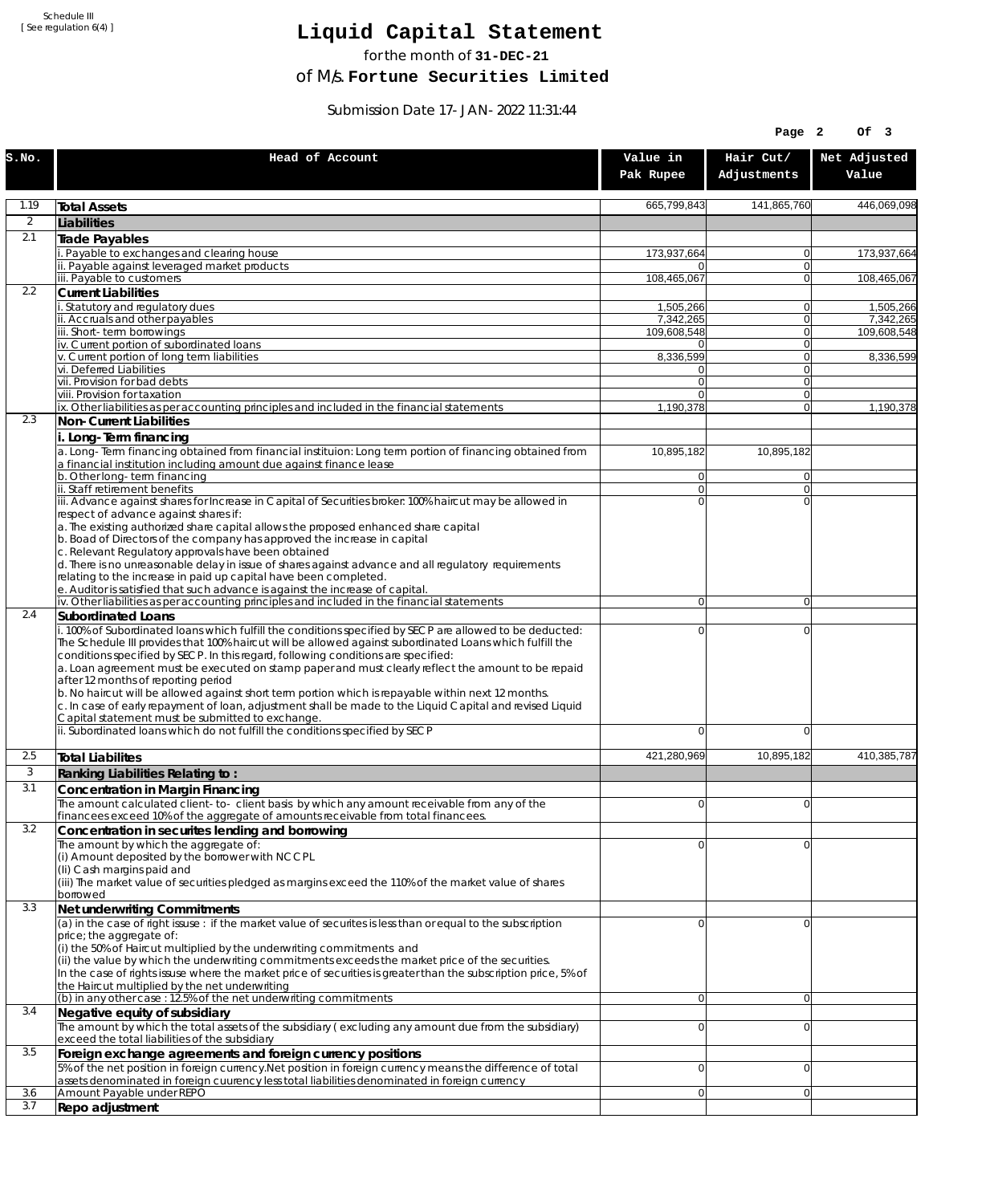Schedule III
[ See regulation 6(4) ]

# Liquid Capital Statement

for the month of **31-DEC-21**

of M/s. **Fortune Securities Limited**

Submission Date 17-JAN-2022 11:31:44

| S.No. | Head of Account | Value in Pak Rupee | Hair Cut/ Adjustments | Net Adjusted Value |
|---|---|---|---|---|
| 1.19 | **Total Assets** | 665,799,843 | 141,865,760 | 446,069,098 |
| 2 | **Liabilities** | | | |
| 2.1 | **Trade Payables** | | | |
| | i. Payable to exchanges and clearing house | 173,937,664 | 0 | 173,937,664 |
| | ii. Payable against leveraged market products | 0 | 0 | |
| | iii. Payable to customers | 108,465,067 | 0 | 108,465,067 |
| 2.2 | **Current Liabilities** | | | |
| | i. Statutory and regulatory dues | 1,505,266 | 0 | 1,505,266 |
| | ii. Accruals and other payables | 7,342,265 | 0 | 7,342,265 |
| | iii. Short-term borrowings | 109,608,548 | 0 | 109,608,548 |
| | iv. Current portion of subordinated loans | 0 | 0 | |
| | v. Current portion of long term liabilities | 8,336,599 | 0 | 8,336,599 |
| | vi. Deferred Liabilities | 0 | 0 | |
| | vii. Provision for bad debts | 0 | 0 | |
| | viii. Provision for taxation | 0 | 0 | |
| | ix. Other liabilities as per accounting principles and included in the financial statements | 1,190,378 | 0 | 1,190,378 |
| 2.3 | **Non-Current Liabilities** | | | |
| | **i. Long-Term financing** | | | |
| | a. Long-Term financing obtained from financial instituion: Long term portion of financing obtained from a financial institution including amount due against finance lease | 10,895,182 | 10,895,182 | |
| | b. Other long-term financing | 0 | 0 | |
| | ii. Staff retirement benefits | 0 | 0 | |
| | iii. Advance against shares for Increase in Capital of Securities broker: 100% haircut may be allowed in respect of advance against shares if:<br>a. The existing authorized share capital allows the proposed enhanced share capital<br>b. Boad of Directors of the company has approved the increase in capital<br>c. Relevant Regulatory approvals have been obtained<br>d. There is no unreasonable delay in issue of shares against advance and all regulatory requirements relating to the increase in paid up capital have been completed.<br>e. Auditor is satisfied that such advance is against the increase of capital. | 0 | 0 | |
| | iv. Other liabilities as per accounting principles and included in the financial statements | 0 | 0 | |
| 2.4 | **Subordinated Loans** | | | |
| | i. 100% of Subordinated loans which fulfill the conditions specified by SECP are allowed to be deducted: The Schedule III provides that 100% haircut will be allowed against subordinated Loans which fulfill the conditions specified by SECP. In this regard, following conditions are specified:<br>a. Loan agreement must be executed on stamp paper and must clearly reflect the amount to be repaid after 12 months of reporting period<br>b. No haircut will be allowed against short term portion which is repayable within next 12 months.<br>c. In case of early repayment of loan, adjustment shall be made to the Liquid Capital and revised Liquid Capital statement must be submitted to exchange. | 0 | 0 | |
| | ii. Subordinated loans which do not fulfill the conditions specified by SECP | 0 | 0 | |
| 2.5 | **Total Liabilites** | 421,280,969 | 10,895,182 | 410,385,787 |
| 3 | **Ranking Liabilities Relating to :** | | | |
| 3.1 | **Concentration in Margin Financing** | | | |
| | The amount calculated client-to- client basis by which any amount receivable from any of the financees exceed 10% of the aggregate of amounts receivable from total financees. | 0 | 0 | |
| 3.2 | **Concentration in securites lending and borrowing** | | | |
| | The amount by which the aggregate of:<br>(i) Amount deposited by the borrower with NCCPL<br>(Ii) Cash margins paid and<br>(iii) The market value of securities pledged as margins exceed the 110% of the market value of shares borrowed | 0 | 0 | |
| 3.3 | **Net underwriting Commitments** | | | |
| | (a) in the case of right issuse : if the market value of securites is less than or equal to the subscription price; the aggregate of:<br>(i) the 50% of Haircut multiplied by the underwriting commitments and<br>(ii) the value by which the underwriting commitments exceeds the market price of the securities.<br>In the case of rights issuse where the market price of securities is greater than the subscription price, 5% of the Haircut multiplied by the net underwriting | 0 | 0 | |
| | (b) in any other case : 12.5% of the net underwriting commitments | 0 | 0 | |
| 3.4 | **Negative equity of subsidiary** | | | |
| | The amount by which the total assets of the subsidiary ( excluding any amount due from the subsidiary) exceed the total liabilities of the subsidiary | 0 | 0 | |
| 3.5 | **Foreign exchange agreements and foreign currency positions** | | | |
| | 5% of the net position in foreign currency.Net position in foreign currency means the difference of total assets denominated in foreign cuurency less total liabilities denominated in foreign currency | 0 | 0 | |
| 3.6 | Amount Payable under REPO | 0 | 0 | |
| 3.7 | **Repo adjustment** | | | |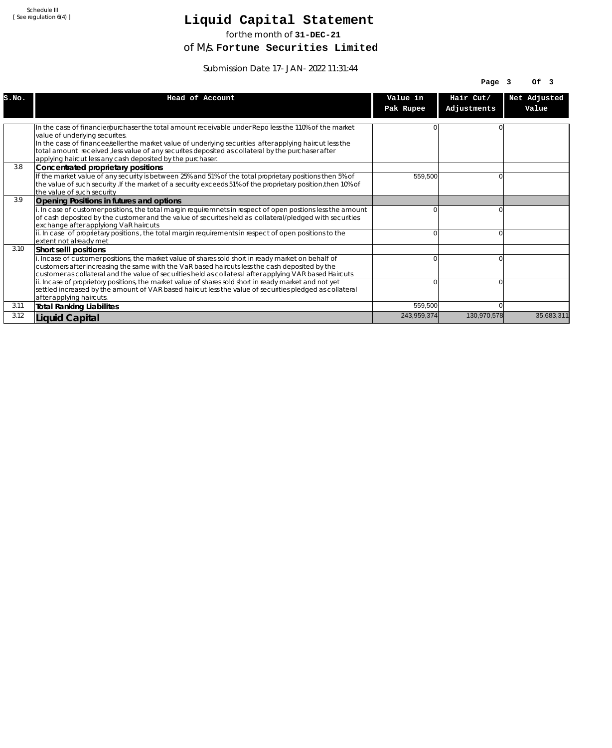Schedule III
[ See regulation 6(4) ]

# Liquid Capital Statement

for the month of **31-DEC-21**

of M/s. **Fortune Securities Limited**

Submission Date 17-JAN-2022 11:31:44

| S.No. | Head of Account | Value in Pak Rupee | Hair Cut/ Adjustments | Net Adjusted Value |
|---|---|---|---|---|
| | In the case of financier/purchaser the total amount receivable under Repo less the 110% of the market value of underlying securites. In the case of financee/seller the market value of underlying securities after applying haircut less the total amount received ,less value of any securites deposited as collateral by the purchaser after applying haircut less any cash deposited by the purchaser. | 0 | 0 | |
| 3.8 | **Concentrated proprietary positions** | | | |
| | If the market value of any security is between 25% and 51% of the total proprietary positions then 5% of the value of such security .If the market of a security exceeds 51% of the proprietary position,then 10% of the value of such security | 559,500 | 0 | |
| 3.9 | **Opening Positions in futures and options** | | | |
| | i. In case of customer positions, the total margin requiremnets in respect of open postions less the amount of cash deposited by the customer and the value of securites held as collateral/pledged with securities exchange after applyiong VaR haircuts | 0 | 0 | |
| | ii. In case of proprietary positions , the total margin requirements in respect of open positions to the extent not already met | 0 | 0 | |
| 3.10 | **Short selll positions** | | | |
| | i. Incase of customer positions, the market value of shares sold short in ready market on behalf of customers after increasing the same with the VaR based haircuts less the cash deposited by the customer as collateral and the value of securities held as collateral after applying VAR based Haircuts | 0 | 0 | |
| | ii. Incase of proprietory positions, the market value of shares sold short in ready market and not yet settled increased by the amount of VAR based haircut less the value of securities pledged as collateral after applying haircuts. | 0 | 0 | |
| 3.11 | **Total Ranking Liabilites** | 559,500 | 0 | |
| 3.12 | **Liquid Capital** | 243,959,374 | 130,970,578 | 35,683,311 |